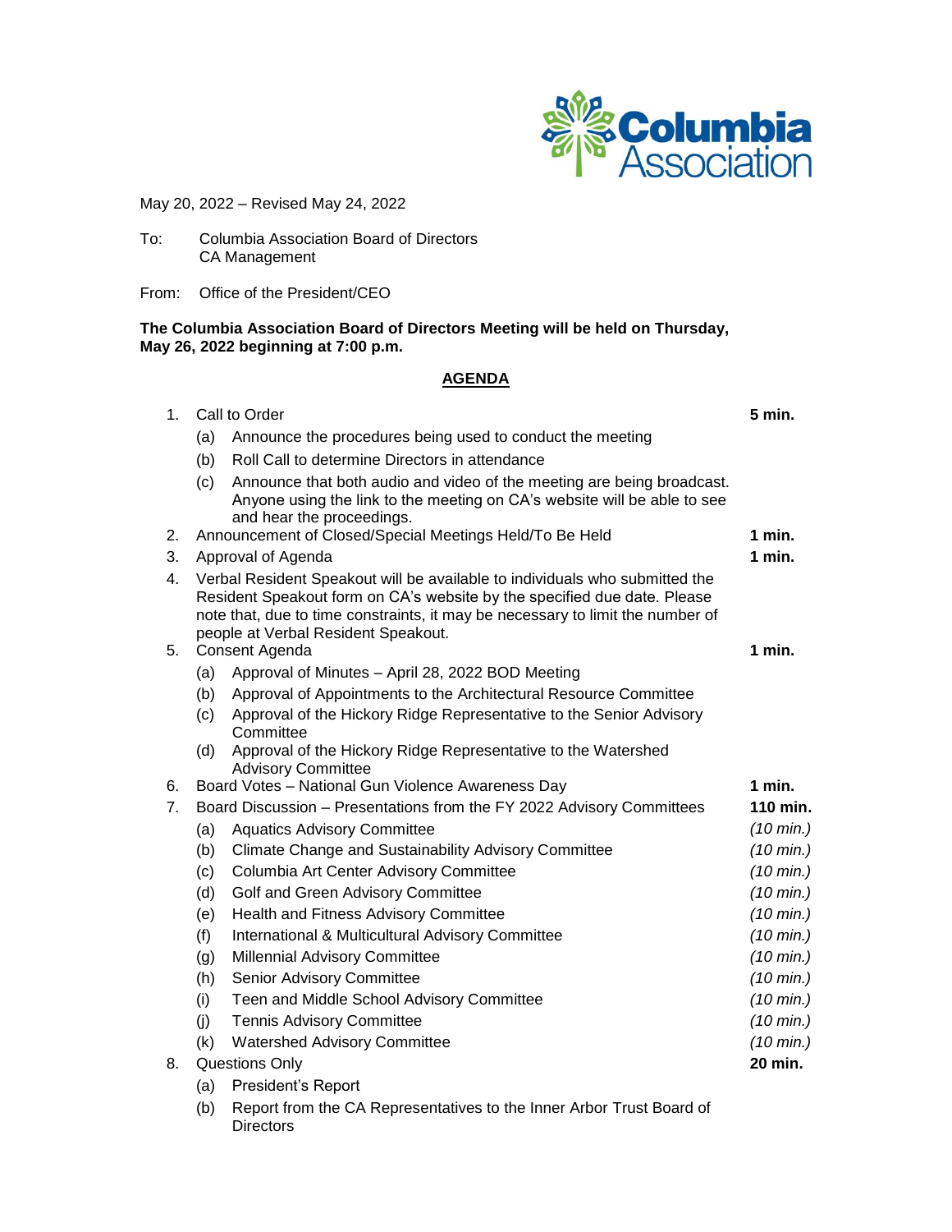May 20, 2022 – Revised May 24, 2022

To: Columbia Association Board of Directors
CA Management

From: Office of the President/CEO

**The Columbia Association Board of Directors Meeting will be held on Thursday, May 26, 2022 beginning at 7:00 p.m.**

## AGENDA

1. Call to Order — **5 min.**
   (a) Announce the procedures being used to conduct the meeting
   (b) Roll Call to determine Directors in attendance
   (c) Announce that both audio and video of the meeting are being broadcast. Anyone using the link to the meeting on CA's website will be able to see and hear the proceedings.
2. Announcement of Closed/Special Meetings Held/To Be Held — **1 min.**
3. Approval of Agenda — **1 min.**
4. Verbal Resident Speakout will be available to individuals who submitted the Resident Speakout form on CA's website by the specified due date. Please note that, due to time constraints, it may be necessary to limit the number of people at Verbal Resident Speakout.
5. Consent Agenda — **1 min.**
   (a) Approval of Minutes – April 28, 2022 BOD Meeting
   (b) Approval of Appointments to the Architectural Resource Committee
   (c) Approval of the Hickory Ridge Representative to the Senior Advisory Committee
   (d) Approval of the Hickory Ridge Representative to the Watershed Advisory Committee
6. Board Votes – National Gun Violence Awareness Day — **1 min.**
7. Board Discussion – Presentations from the FY 2022 Advisory Committees — **110 min.**
   (a) Aquatics Advisory Committee — *(10 min.)*
   (b) Climate Change and Sustainability Advisory Committee — *(10 min.)*
   (c) Columbia Art Center Advisory Committee — *(10 min.)*
   (d) Golf and Green Advisory Committee — *(10 min.)*
   (e) Health and Fitness Advisory Committee — *(10 min.)*
   (f) International & Multicultural Advisory Committee — *(10 min.)*
   (g) Millennial Advisory Committee — *(10 min.)*
   (h) Senior Advisory Committee — *(10 min.)*
   (i) Teen and Middle School Advisory Committee — *(10 min.)*
   (j) Tennis Advisory Committee — *(10 min.)*
   (k) Watershed Advisory Committee — *(10 min.)*
8. Questions Only — **20 min.**
   (a) President's Report
   (b) Report from the CA Representatives to the Inner Arbor Trust Board of Directors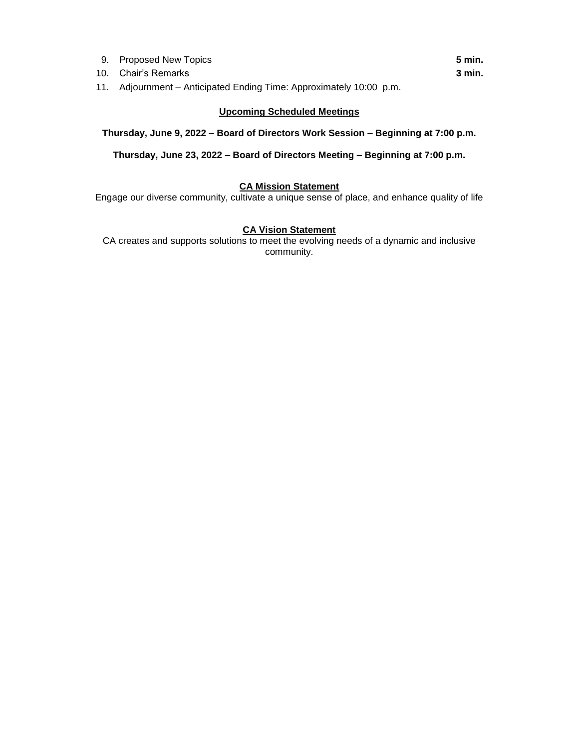9. Proposed New Topics **5 min.**
10. Chair's Remarks **3 min.**
11. Adjournment – Anticipated Ending Time: Approximately 10:00 p.m.

## Upcoming Scheduled Meetings

**Thursday, June 9, 2022 – Board of Directors Work Session – Beginning at 7:00 p.m.**

**Thursday, June 23, 2022 – Board of Directors Meeting – Beginning at 7:00 p.m.**

## CA Mission Statement

Engage our diverse community, cultivate a unique sense of place, and enhance quality of life

## CA Vision Statement

CA creates and supports solutions to meet the evolving needs of a dynamic and inclusive community.